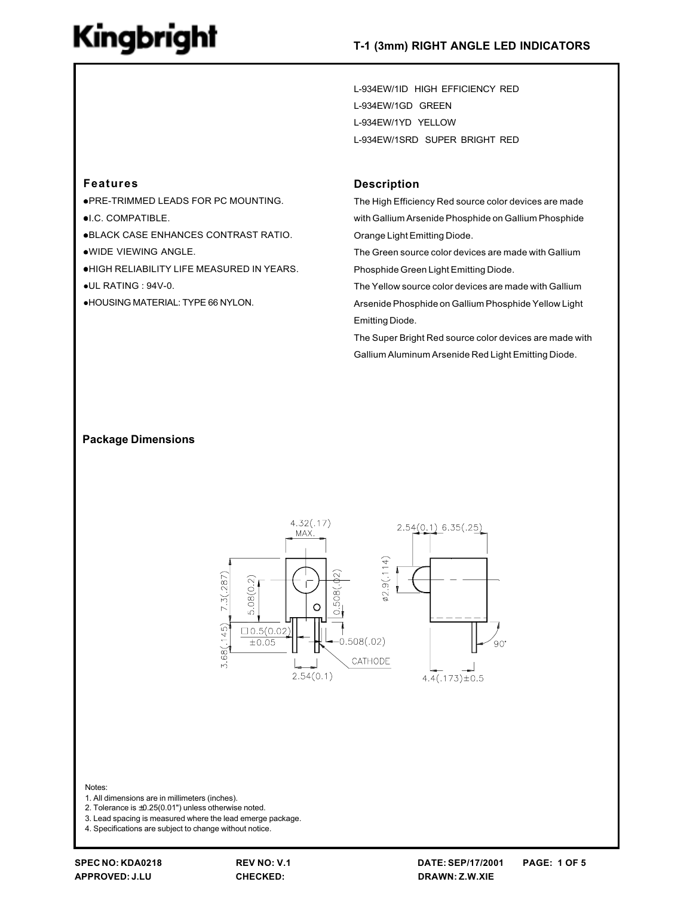# Kingbright

## T-1 (3mm) RIGHT ANGLE LED INDICATORS

L-934EW/1ID HIGH EFFICIENCY RED
L-934EW/1GD GREEN
L-934EW/1YD YELLOW
L-934EW/1SRD SUPER BRIGHT RED

### Features

- PRE-TRIMMED LEADS FOR PC MOUNTING.
- I.C. COMPATIBLE.
- BLACK CASE ENHANCES CONTRAST RATIO.
- WIDE VIEWING ANGLE.
- HIGH RELIABILITY LIFE MEASURED IN YEARS.
- UL RATING : 94V-0.
- HOUSING MATERIAL: TYPE 66 NYLON.

### Description

The High Efficiency Red source color devices are made with Gallium Arsenide Phosphide on Gallium Phosphide Orange Light Emitting Diode.

The Green source color devices are made with Gallium Phosphide Green Light Emitting Diode.

The Yellow source color devices are made with Gallium Arsenide Phosphide on Gallium Phosphide Yellow Light Emitting Diode.

The Super Bright Red source color devices are made with Gallium Aluminum Arsenide Red Light Emitting Diode.

### Package Dimensions

4.32(.17) MAX.
7.3(.287)
5.08(0.2)
0.508(.02)
3.68(.145)
□0.5(0.02) ±0.05
0.508(.02)
CATHODE
2.54(0.1)
2.54(0.1) 6.35(.25)
ø2.9(.114)
90°
4.4(.173)±0.5

Notes:
1. All dimensions are in millimeters (inches).
2. Tolerance is ±0.25(0.01") unless otherwise noted.
3. Lead spacing is measured where the lead emerge package.
4. Specifications are subject to change without notice.

SPEC NO: KDA0218 REV NO: V.1 DATE: SEP/17/2001
APPROVED: J.LU CHECKED: DRAWN: Z.W.XIE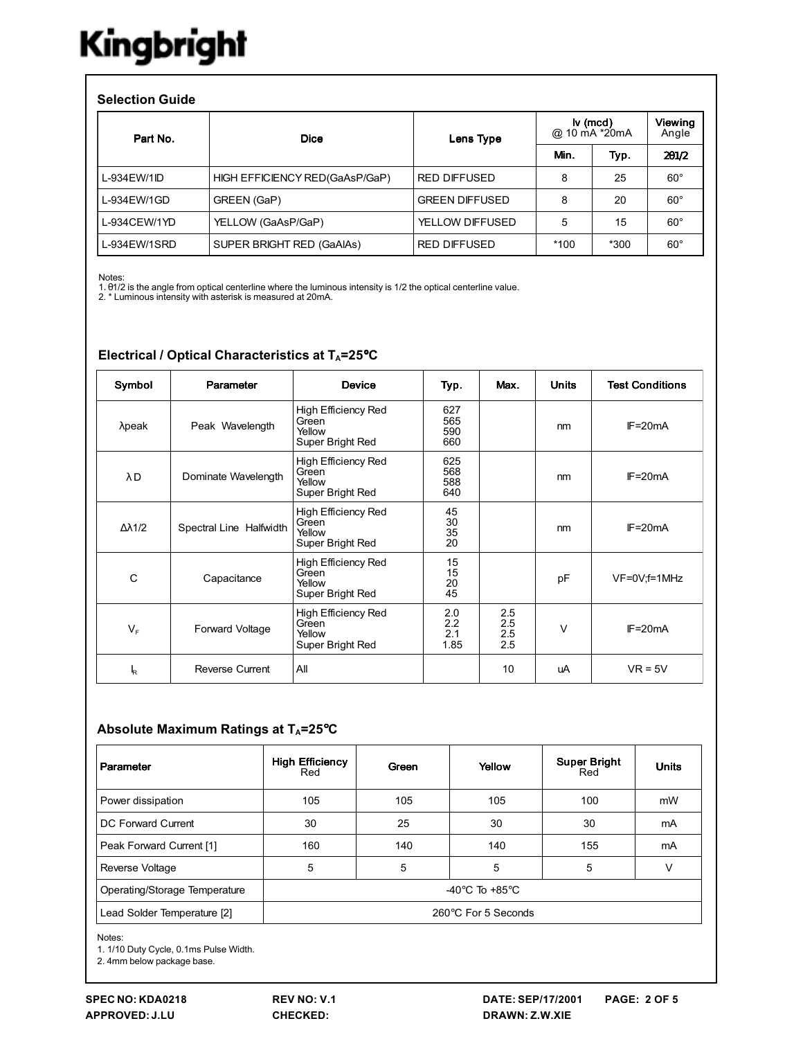Kingbright

## Selection Guide

| Part No. | Dice | Lens Type | Iv (mcd) @ 10 mA *20mA | | Viewing Angle |
|---|---|---|---|---|---|
| | | | Min. | Typ. | 2θ1/2 |
| L-934EW/1ID | HIGH EFFICIENCY RED(GaAsP/GaP) | RED DIFFUSED | 8 | 25 | 60° |
| L-934EW/1GD | GREEN (GaP) | GREEN DIFFUSED | 8 | 20 | 60° |
| L-934CEW/1YD | YELLOW (GaAsP/GaP) | YELLOW DIFFUSED | 5 | 15 | 60° |
| L-934EW/1SRD | SUPER BRIGHT RED (GaAlAs) | RED DIFFUSED | *100 | *300 | 60° |

Notes:
1. θ1/2 is the angle from optical centerline where the luminous intensity is 1/2 the optical centerline value.
2. * Luminous intensity with asterisk is measured at 20mA.

## Electrical / Optical Characteristics at $T_A$=25°C

| Symbol | Parameter | Device | Typ. | Max. | Units | Test Conditions |
|---|---|---|---|---|---|---|
| λpeak | Peak Wavelength | High Efficiency Red<br>Green<br>Yellow<br>Super Bright Red | 627<br>565<br>590<br>660 | | nm | IF=20mA |
| λD | Dominate Wavelength | High Efficiency Red<br>Green<br>Yellow<br>Super Bright Red | 625<br>568<br>588<br>640 | | nm | IF=20mA |
| Δλ1/2 | Spectral Line Halfwidth | High Efficiency Red<br>Green<br>Yellow<br>Super Bright Red | 45<br>30<br>35<br>20 | | nm | IF=20mA |
| C | Capacitance | High Efficiency Red<br>Green<br>Yellow<br>Super Bright Red | 15<br>15<br>20<br>45 | | pF | VF=0V;f=1MHz |
| $V_F$ | Forward Voltage | High Efficiency Red<br>Green<br>Yellow<br>Super Bright Red | 2.0<br>2.2<br>2.1<br>1.85 | 2.5<br>2.5<br>2.5<br>2.5 | V | IF=20mA |
| $I_R$ | Reverse Current | All | | 10 | uA | VR = 5V |

## Absolute Maximum Ratings at $T_A$=25°C

| Parameter | High Efficiency Red | Green | Yellow | Super Bright Red | Units |
|---|---|---|---|---|---|
| Power dissipation | 105 | 105 | 105 | 100 | mW |
| DC Forward Current | 30 | 25 | 30 | 30 | mA |
| Peak Forward Current [1] | 160 | 140 | 140 | 155 | mA |
| Reverse Voltage | 5 | 5 | 5 | 5 | V |
| Operating/Storage Temperature | -40°C To +85°C | | | | |
| Lead Solder Temperature [2] | 260°C For 5 Seconds | | | | |

Notes:
1. 1/10 Duty Cycle, 0.1ms Pulse Width.
2. 4mm below package base.

SPEC NO: KDA0218 REV NO: V.1 DATE: SEP/17/2001
APPROVED: J.LU CHECKED: DRAWN: Z.W.XIE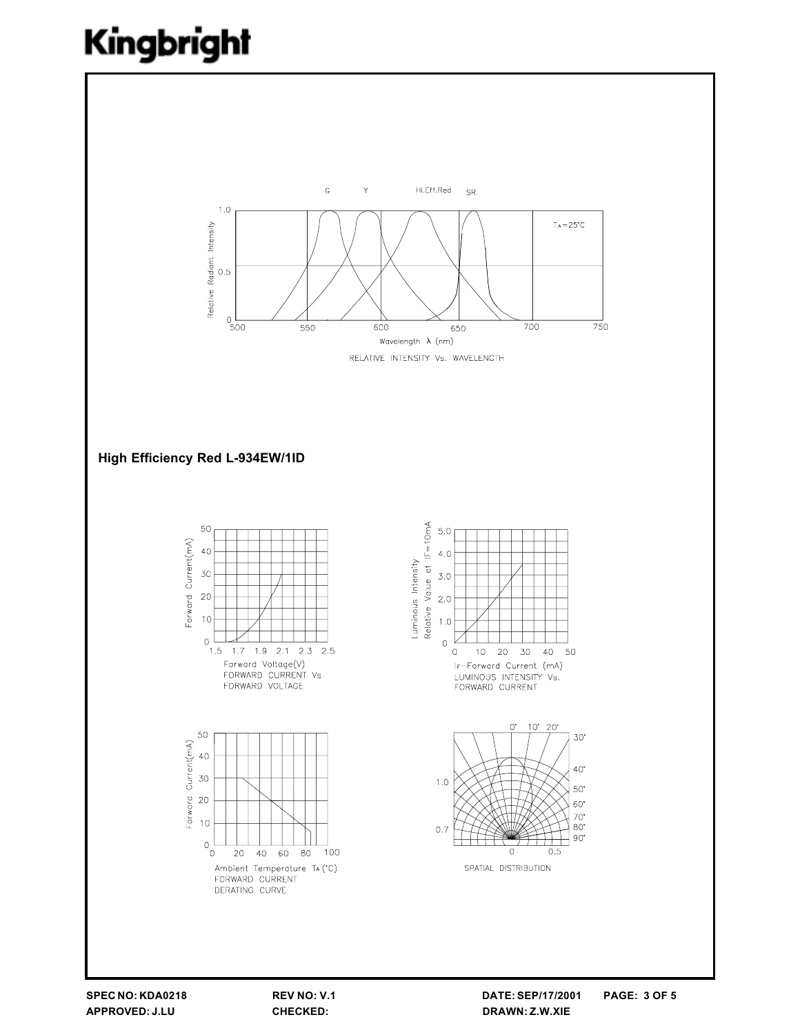RELATIVE INTENSITY Vs. WAVELENGTH

## High Efficiency Red L-934EW/1ID

FORWARD CURRENT Vs FORWARD VOLTAGE

LUMINOUS INTENSITY Vs. FORWARD CURRENT

FORWARD CURRENT DERATING CURVE

SPATIAL DISTRIBUTION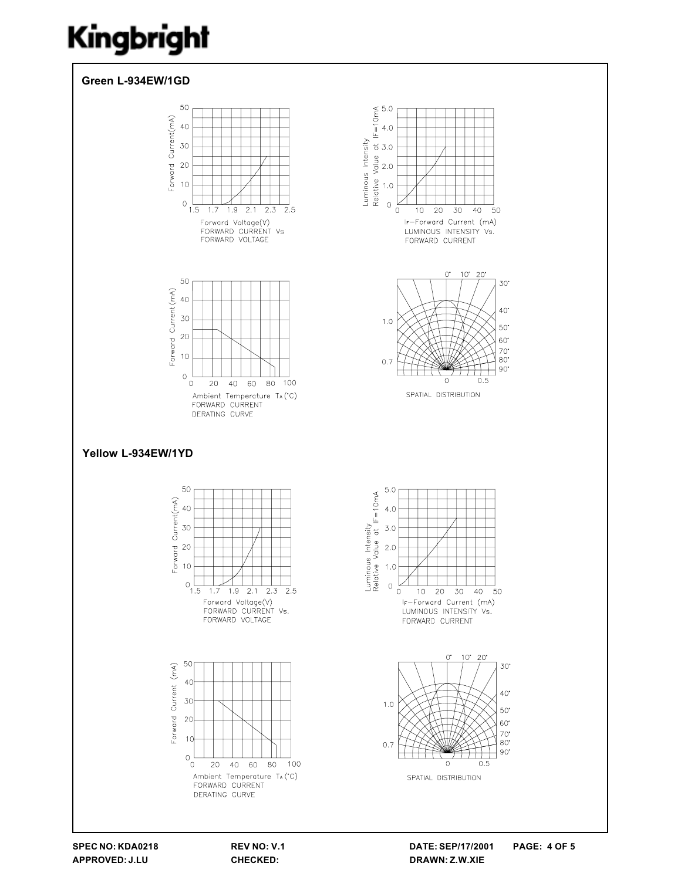## Green L-934EW/1GD

Forward Voltage(V)
FORWARD CURRENT Vs
FORWARD VOLTAGE

IF-Forward Current (mA)
LUMINOUS INTENSITY Vs.
FORWARD CURRENT

Ambient Temperature TA(°C)
FORWARD CURRENT
DERATING CURVE

SPATIAL DISTRIBUTION

## Yellow L-934EW/1YD

Forward Voltage(V)
FORWARD CURRENT Vs.
FORWARD VOLTAGE

IF-Forward Current (mA)
LUMINOUS INTENSITY Vs.
FORWARD CURRENT

Ambient Temperature TA(°C)
FORWARD CURRENT
DERATING CURVE

SPATIAL DISTRIBUTION

**SPEC NO: KDA0218** **REV NO: V.1** **DATE: SEP/17/2001**
**APPROVED: J.LU** **CHECKED:** **DRAWN: Z.W.XIE**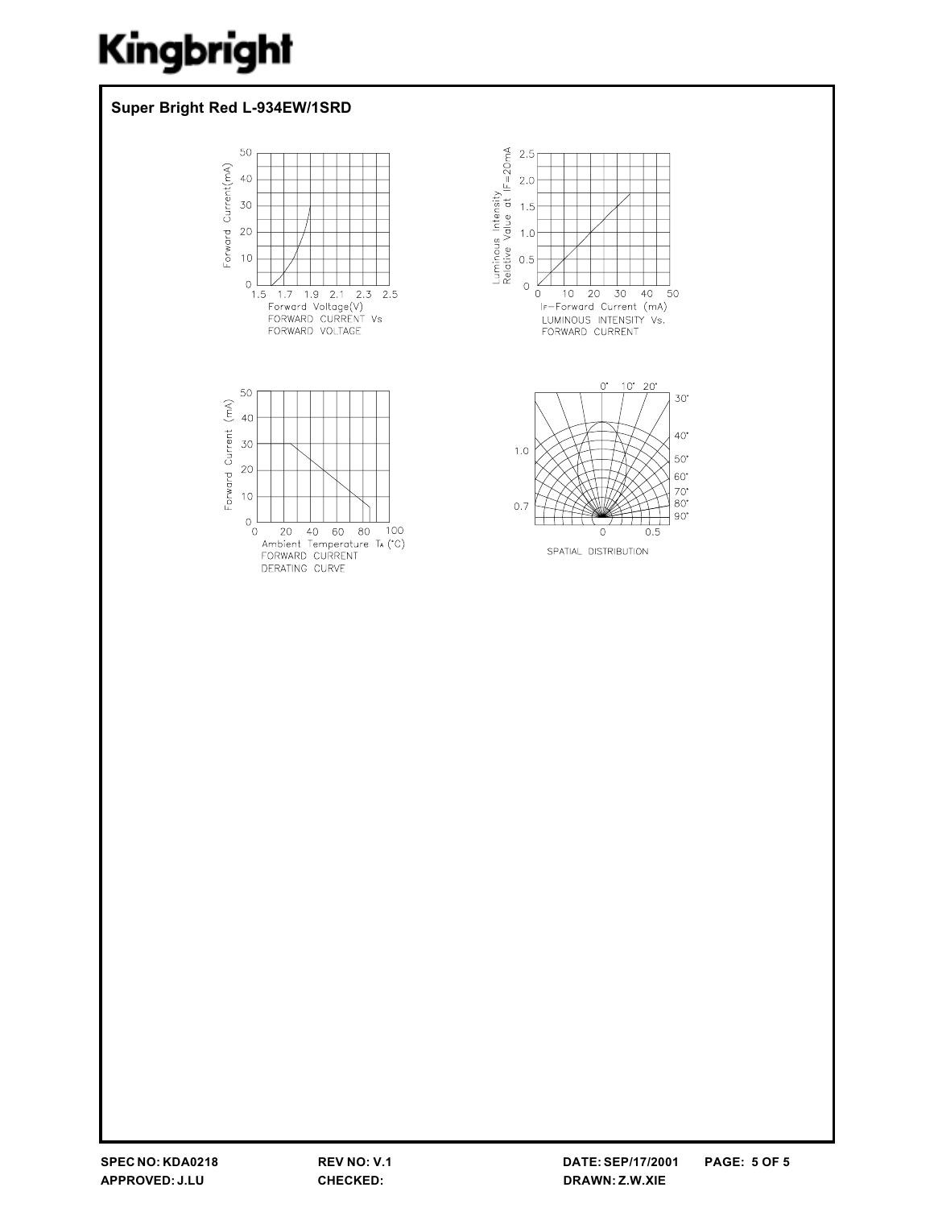**Super Bright Red L-934EW/1SRD**

Forward Current(mA)
50
40
30
20
10
0
1.5 1.7 1.9 2.1 2.3 2.5
Forward Voltage(V)
FORWARD CURRENT Vs
FORWARD VOLTAGE

Luminous Intensity
Relative Value at IF=20mA
2.5
2.0
1.5
1.0
0.5
0
0 10 20 30 40 50
IF-Forward Current (mA)
LUMINOUS INTENSITY Vs.
FORWARD CURRENT

Forward Current (mA)
50
40
30
20
10
0
0 20 40 60 80 100
Ambient Temperature TA (°C)
FORWARD CURRENT
DERATING CURVE

0° 10° 20°
30°
40°
50°
60°
70°
80°
90°
1.0
0.7
0 0.5
SPATIAL DISTRIBUTION

**SPEC NO: KDA0218** **REV NO: V.1** **DATE: SEP/17/2001**
**APPROVED: J.LU** **CHECKED:** **DRAWN: Z.W.XIE**